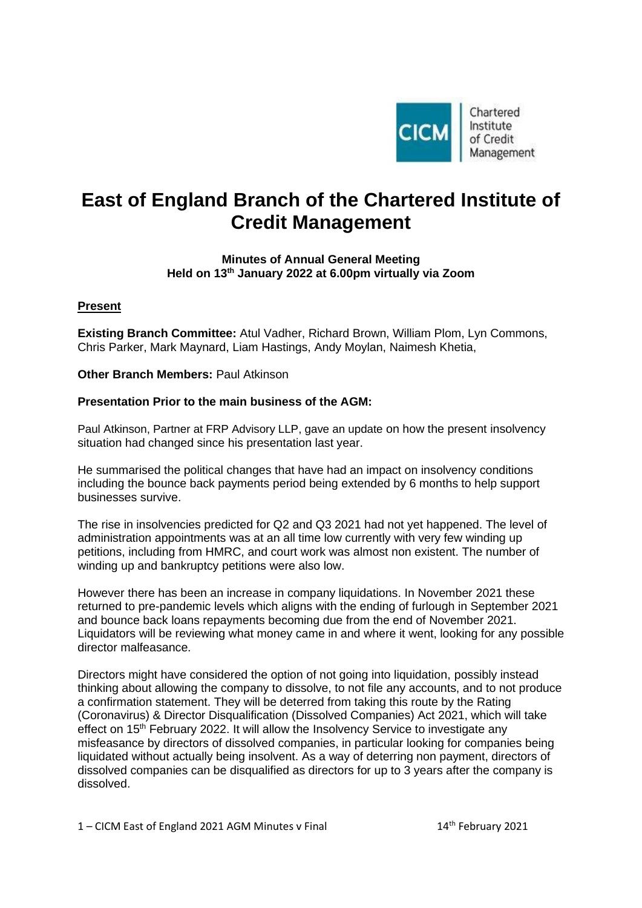# East of England Branch of the Chartered Institute of Credit Management

**Minutes of Annual General Meeting**
**Held on 13th January 2022 at 6.00pm virtually via Zoom**

**Present**

**Existing Branch Committee:** Atul Vadher, Richard Brown, William Plom, Lyn Commons, Chris Parker, Mark Maynard, Liam Hastings, Andy Moylan, Naimesh Khetia,

**Other Branch Members:** Paul Atkinson

**Presentation Prior to the main business of the AGM:**

Paul Atkinson, Partner at FRP Advisory LLP, gave an update on how the present insolvency situation had changed since his presentation last year.

He summarised the political changes that have had an impact on insolvency conditions including the bounce back payments period being extended by 6 months to help support businesses survive.

The rise in insolvencies predicted for Q2 and Q3 2021 had not yet happened. The level of administration appointments was at an all time low currently with very few winding up petitions, including from HMRC, and court work was almost non existent. The number of winding up and bankruptcy petitions were also low.

However there has been an increase in company liquidations. In November 2021 these returned to pre-pandemic levels which aligns with the ending of furlough in September 2021 and bounce back loans repayments becoming due from the end of November 2021. Liquidators will be reviewing what money came in and where it went, looking for any possible director malfeasance.

Directors might have considered the option of not going into liquidation, possibly instead thinking about allowing the company to dissolve, to not file any accounts, and to not produce a confirmation statement. They will be deterred from taking this route by the Rating (Coronavirus) & Director Disqualification (Dissolved Companies) Act 2021, which will take effect on 15th February 2022. It will allow the Insolvency Service to investigate any misfeasance by directors of dissolved companies, in particular looking for companies being liquidated without actually being insolvent. As a way of deterring non payment, directors of dissolved companies can be disqualified as directors for up to 3 years after the company is dissolved.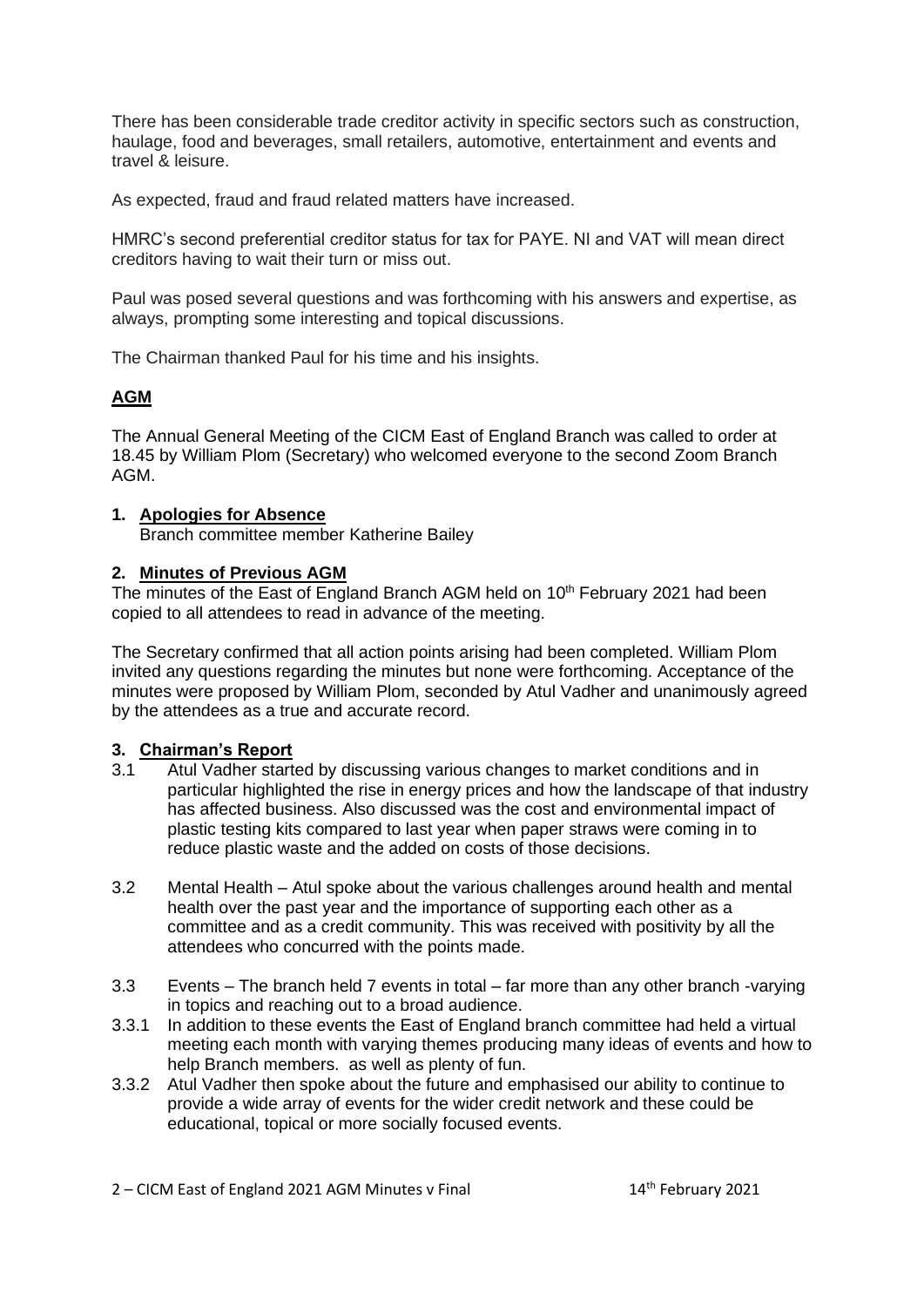There has been considerable trade creditor activity in specific sectors such as construction, haulage, food and beverages, small retailers, automotive, entertainment and events and travel & leisure.

As expected, fraud and fraud related matters have increased.

HMRC's second preferential creditor status for tax for PAYE. NI and VAT will mean direct creditors having to wait their turn or miss out.

Paul was posed several questions and was forthcoming with his answers and expertise, as always, prompting some interesting and topical discussions.

The Chairman thanked Paul for his time and his insights.

## **AGM**

The Annual General Meeting of the CICM East of England Branch was called to order at 18.45 by William Plom (Secretary) who welcomed everyone to the second Zoom Branch AGM.

### 1. Apologies for Absence

Branch committee member Katherine Bailey

### 2. Minutes of Previous AGM

The minutes of the East of England Branch AGM held on 10th February 2021 had been copied to all attendees to read in advance of the meeting.

The Secretary confirmed that all action points arising had been completed. William Plom invited any questions regarding the minutes but none were forthcoming. Acceptance of the minutes were proposed by William Plom, seconded by Atul Vadher and unanimously agreed by the attendees as a true and accurate record.

### 3. Chairman's Report

3.1 Atul Vadher started by discussing various changes to market conditions and in particular highlighted the rise in energy prices and how the landscape of that industry has affected business. Also discussed was the cost and environmental impact of plastic testing kits compared to last year when paper straws were coming in to reduce plastic waste and the added on costs of those decisions.

3.2 Mental Health – Atul spoke about the various challenges around health and mental health over the past year and the importance of supporting each other as a committee and as a credit community. This was received with positivity by all the attendees who concurred with the points made.

3.3 Events – The branch held 7 events in total – far more than any other branch -varying in topics and reaching out to a broad audience.

3.3.1 In addition to these events the East of England branch committee had held a virtual meeting each month with varying themes producing many ideas of events and how to help Branch members. as well as plenty of fun.

3.3.2 Atul Vadher then spoke about the future and emphasised our ability to continue to provide a wide array of events for the wider credit network and these could be educational, topical or more socially focused events.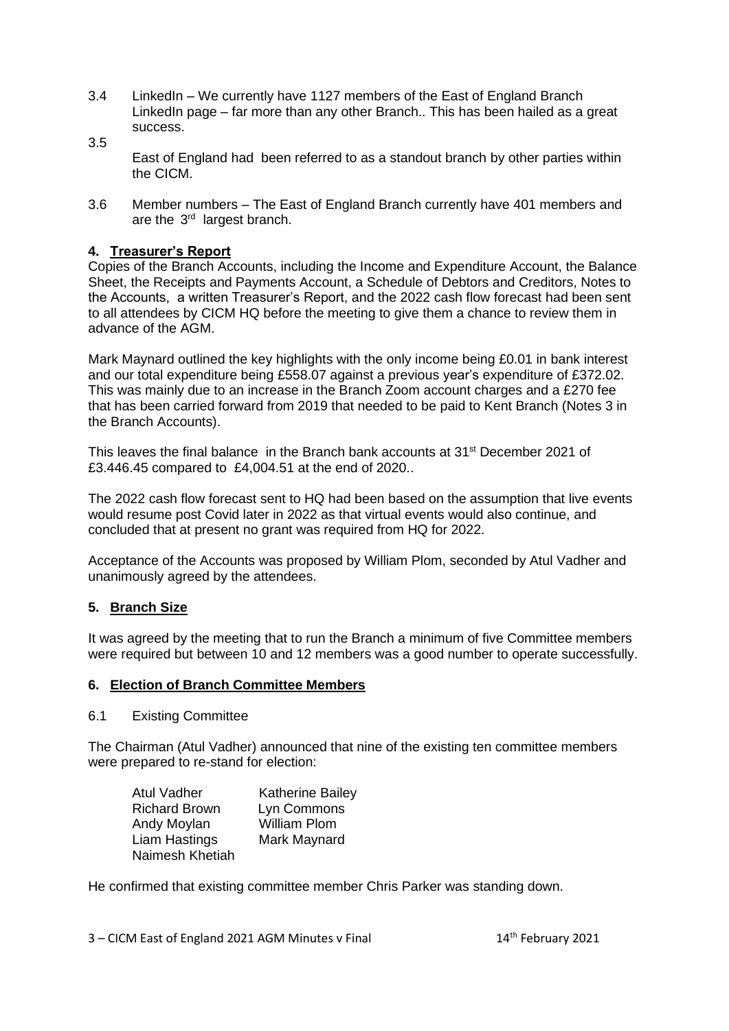3.4 LinkedIn – We currently have 1127 members of the East of England Branch LinkedIn page – far more than any other Branch.. This has been hailed as a great success.

3.5 East of England had been referred to as a standout branch by other parties within the CICM.

3.6 Member numbers – The East of England Branch currently have 401 members and are the 3rd largest branch.

## 4. Treasurer's Report

Copies of the Branch Accounts, including the Income and Expenditure Account, the Balance Sheet, the Receipts and Payments Account, a Schedule of Debtors and Creditors, Notes to the Accounts, a written Treasurer's Report, and the 2022 cash flow forecast had been sent to all attendees by CICM HQ before the meeting to give them a chance to review them in advance of the AGM.

Mark Maynard outlined the key highlights with the only income being £0.01 in bank interest and our total expenditure being £558.07 against a previous year's expenditure of £372.02. This was mainly due to an increase in the Branch Zoom account charges and a £270 fee that has been carried forward from 2019 that needed to be paid to Kent Branch (Notes 3 in the Branch Accounts).

This leaves the final balance in the Branch bank accounts at 31st December 2021 of £3.446.45 compared to £4,004.51 at the end of 2020..

The 2022 cash flow forecast sent to HQ had been based on the assumption that live events would resume post Covid later in 2022 as that virtual events would also continue, and concluded that at present no grant was required from HQ for 2022.

Acceptance of the Accounts was proposed by William Plom, seconded by Atul Vadher and unanimously agreed by the attendees.

## 5. Branch Size

It was agreed by the meeting that to run the Branch a minimum of five Committee members were required but between 10 and 12 members was a good number to operate successfully.

## 6. Election of Branch Committee Members

6.1 Existing Committee

The Chairman (Atul Vadher) announced that nine of the existing ten committee members were prepared to re-stand for election:

| | |
|---|---|
| Atul Vadher | Katherine Bailey |
| Richard Brown | Lyn Commons |
| Andy Moylan | William Plom |
| Liam Hastings | Mark Maynard |
| Naimesh Khetiah | |

He confirmed that existing committee member Chris Parker was standing down.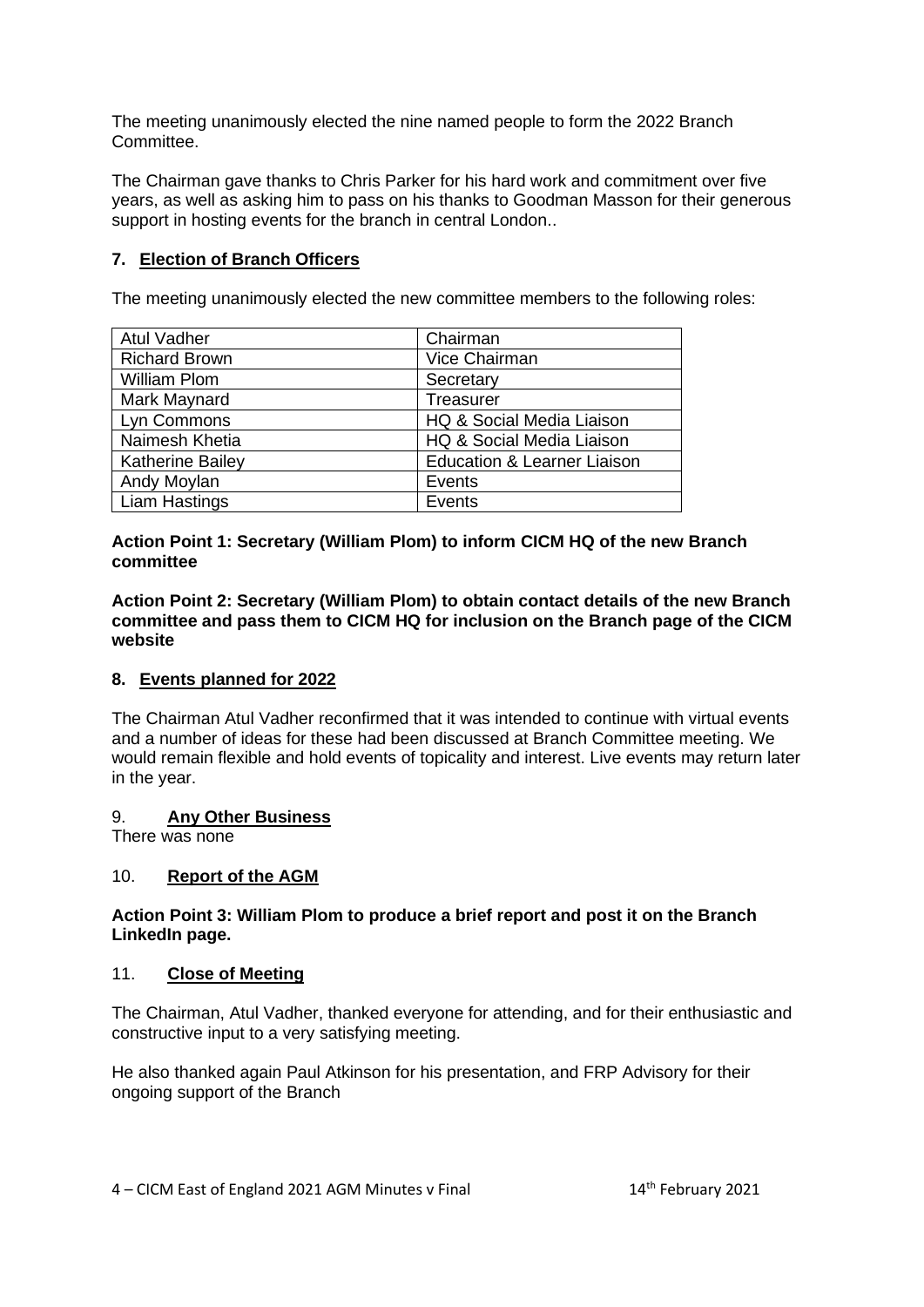The meeting unanimously elected the nine named people to form the 2022 Branch Committee.

The Chairman gave thanks to Chris Parker for his hard work and commitment over five years, as well as asking him to pass on his thanks to Goodman Masson for their generous support in hosting events for the branch in central London..

## 7. Election of Branch Officers

The meeting unanimously elected the new committee members to the following roles:

| Atul Vadher | Chairman |
|---|---|
| Richard Brown | Vice Chairman |
| William Plom | Secretary |
| Mark Maynard | Treasurer |
| Lyn Commons | HQ & Social Media Liaison |
| Naimesh Khetia | HQ & Social Media Liaison |
| Katherine Bailey | Education & Learner Liaison |
| Andy Moylan | Events |
| Liam Hastings | Events |

**Action Point 1: Secretary (William Plom) to inform CICM HQ of the new Branch committee**

**Action Point 2: Secretary (William Plom) to obtain contact details of the new Branch committee and pass them to CICM HQ for inclusion on the Branch page of the CICM website**

## 8. Events planned for 2022

The Chairman Atul Vadher reconfirmed that it was intended to continue with virtual events and a number of ideas for these had been discussed at Branch Committee meeting. We would remain flexible and hold events of topicality and interest. Live events may return later in the year.

## 9. Any Other Business

There was none

## 10. Report of the AGM

**Action Point 3: William Plom to produce a brief report and post it on the Branch LinkedIn page.**

## 11. Close of Meeting

The Chairman, Atul Vadher, thanked everyone for attending, and for their enthusiastic and constructive input to a very satisfying meeting.

He also thanked again Paul Atkinson for his presentation, and FRP Advisory for their ongoing support of the Branch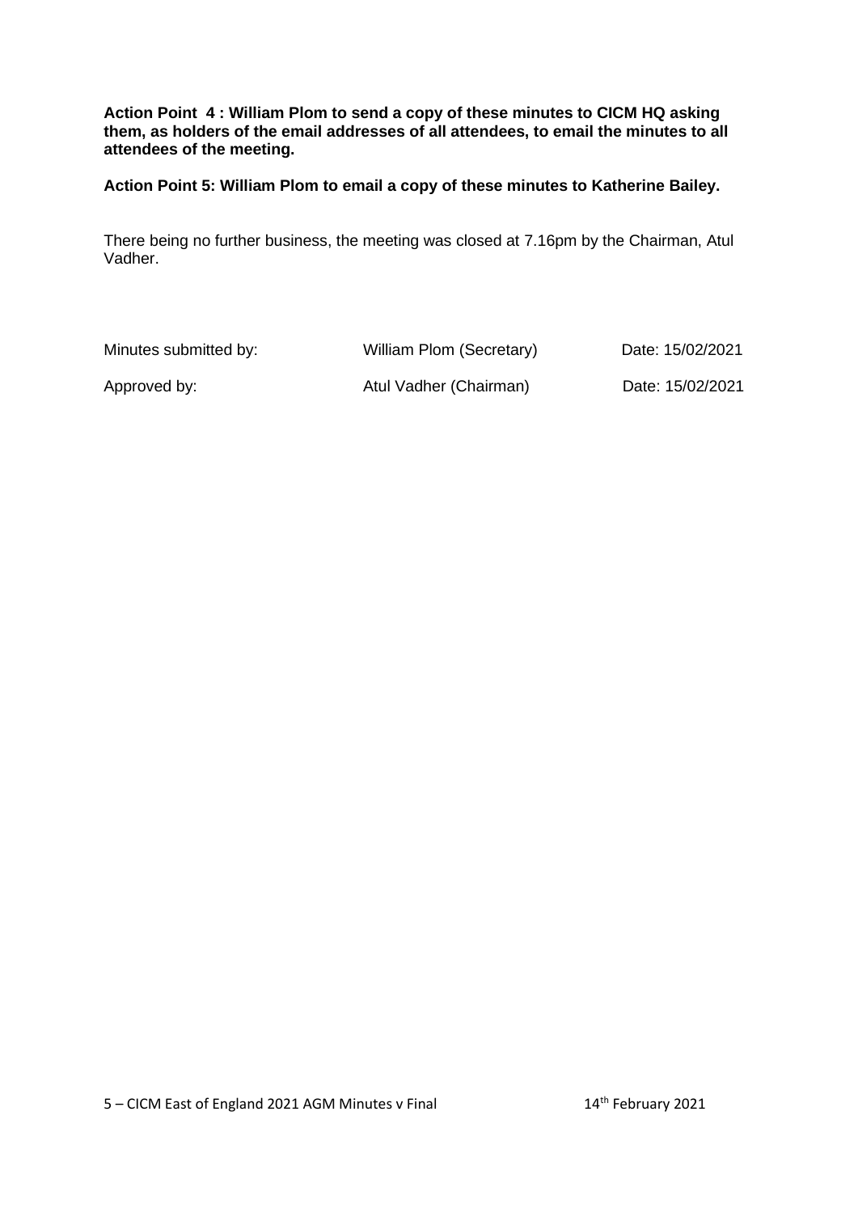**Action Point 4 : William Plom to send a copy of these minutes to CICM HQ asking them, as holders of the email addresses of all attendees, to email the minutes to all attendees of the meeting.**

**Action Point 5: William Plom to email a copy of these minutes to Katherine Bailey.**

There being no further business, the meeting was closed at 7.16pm by the Chairman, Atul Vadher.

| | | |
|---|---|---|
| Minutes submitted by: | William Plom (Secretary) | Date: 15/02/2021 |
| Approved by: | Atul Vadher (Chairman) | Date: 15/02/2021 |